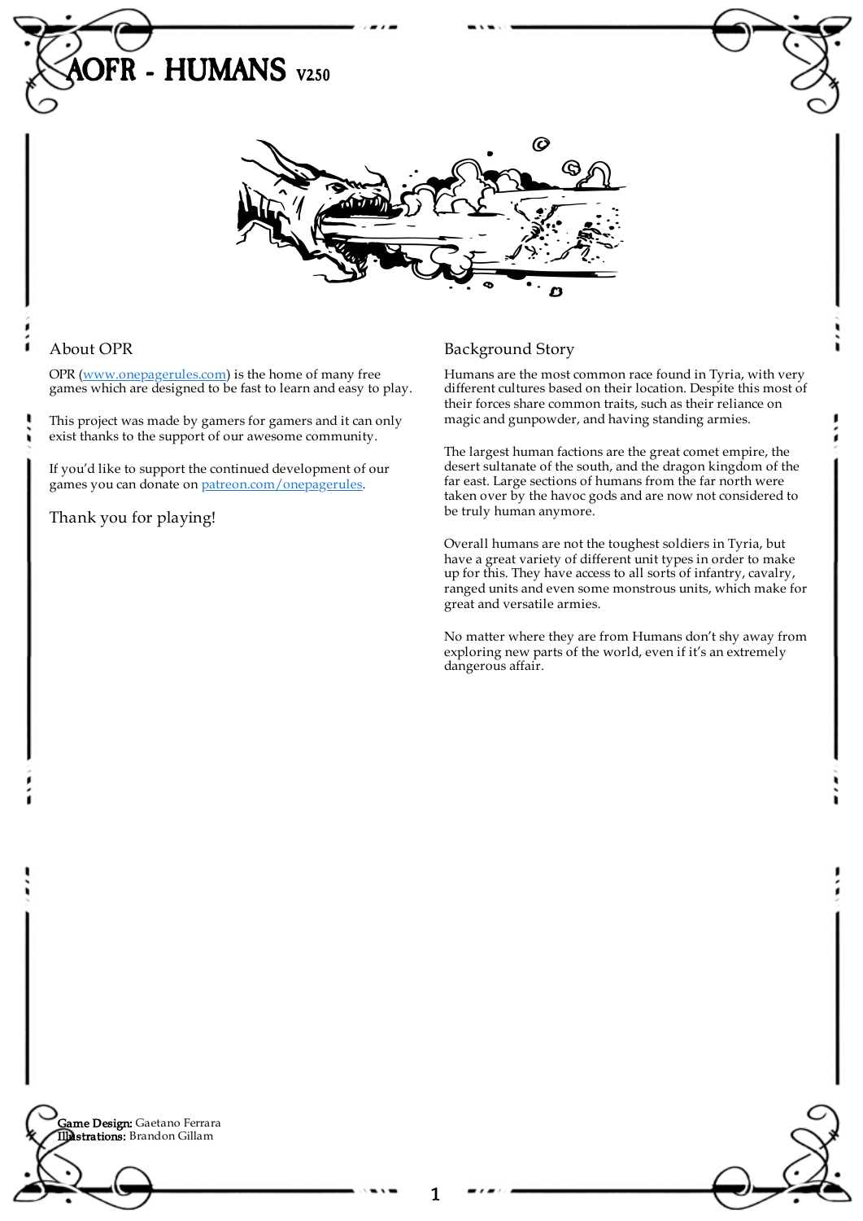# AOFR - HUMANS V2.50

## About OPR

OPR (www.onepagerules.com) is the home of many free games which are designed to be fast to learn and easy to play.

This project was made by gamers for gamers and it can only exist thanks to the support of our awesome community.

If you'd like to support the continued development of our games you can donate on patreon.com/onepagerules.

Thank you for playing!

## Background Story

Humans are the most common race found in Tyria, with very different cultures based on their location. Despite this most of their forces share common traits, such as their reliance on magic and gunpowder, and having standing armies.

The largest human factions are the great comet empire, the desert sultanate of the south, and the dragon kingdom of the far east. Large sections of humans from the far north were taken over by the havoc gods and are now not considered to be truly human anymore.

Overall humans are not the toughest soldiers in Tyria, but have a great variety of different unit types in order to make up for this. They have access to all sorts of infantry, cavalry, ranged units and even some monstrous units, which make for great and versatile armies.

No matter where they are from Humans don't shy away from exploring new parts of the world, even if it's an extremely dangerous affair.

**Game Design:** Gaetano Ferrara
**Illustrations:** Brandon Gillam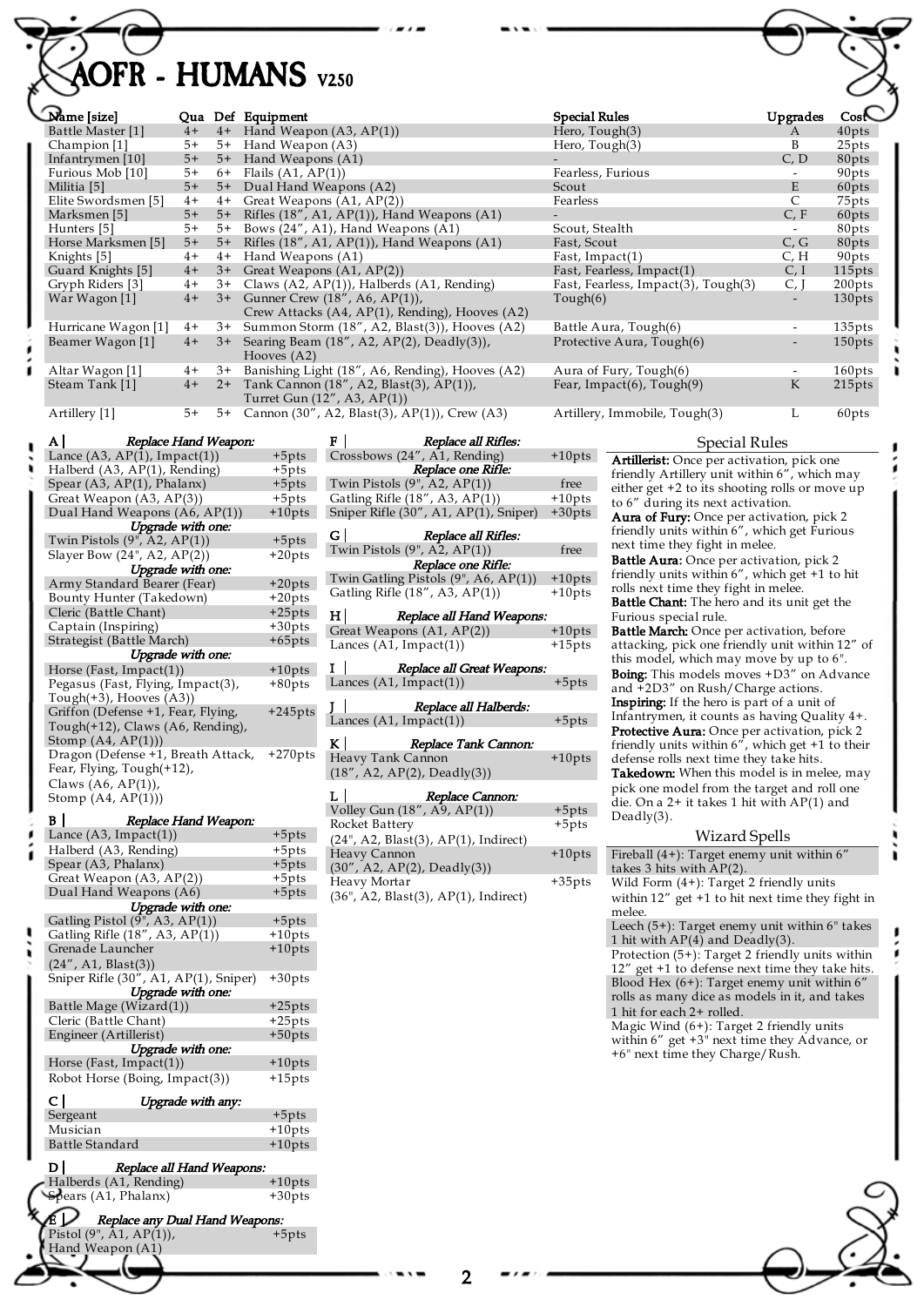# AOFR - HUMANS V2.50

| Name [size] | Qua | Def | Equipment | Special Rules | Upgrades | Cost |
|---|---|---|---|---|---|---|
| Battle Master [1] | 4+ | 4+ | Hand Weapon (A3, AP(1)) | Hero, Tough(3) | A | 40pts |
| Champion [1] | 5+ | 5+ | Hand Weapon (A3) | Hero, Tough(3) | B | 25pts |
| Infantrymen [10] | 5+ | 5+ | Hand Weapons (A1) | - | C, D | 80pts |
| Furious Mob [10] | 5+ | 6+ | Flails (A1, AP(1)) | Fearless, Furious | - | 90pts |
| Militia [5] | 5+ | 5+ | Dual Hand Weapons (A2) | Scout | E | 60pts |
| Elite Swordsmen [5] | 4+ | 4+ | Great Weapons (A1, AP(2)) | Fearless | C | 75pts |
| Marksmen [5] | 5+ | 5+ | Rifles (18", A1, AP(1)), Hand Weapons (A1) | - | C, F | 60pts |
| Hunters [5] | 5+ | 5+ | Bows (24", A1), Hand Weapons (A1) | Scout, Stealth | - | 80pts |
| Horse Marksmen [5] | 5+ | 5+ | Rifles (18", A1, AP(1)), Hand Weapons (A1) | Fast, Scout | C, G | 80pts |
| Knights [5] | 4+ | 4+ | Hand Weapons (A1) | Fast, Impact(1) | C, H | 90pts |
| Guard Knights [5] | 4+ | 3+ | Great Weapons (A1, AP(2)) | Fast, Fearless, Impact(1) | C, I | 115pts |
| Gryph Riders [3] | 4+ | 3+ | Claws (A2, AP(1)), Halberds (A1, Rending) | Fast, Fearless, Impact(3), Tough(3) | C, J | 200pts |
| War Wagon [1] | 4+ | 3+ | Gunner Crew (18", A6, AP(1)), Crew Attacks (A4, AP(1), Rending), Hooves (A2) | Tough(6) | - | 130pts |
| Hurricane Wagon [1] | 4+ | 3+ | Summon Storm (18", A2, Blast(3)), Hooves (A2) | Battle Aura, Tough(6) | - | 135pts |
| Beamer Wagon [1] | 4+ | 3+ | Searing Beam (18", A2, AP(2), Deadly(3)), Hooves (A2) | Protective Aura, Tough(6) | - | 150pts |
| Altar Wagon [1] | 4+ | 3+ | Banishing Light (18", A6, Rending), Hooves (A2) | Aura of Fury, Tough(6) | - | 160pts |
| Steam Tank [1] | 4+ | 2+ | Tank Cannon (18", A2, Blast(3), AP(1)), Turret Gun (12", A3, AP(1)) | Fear, Impact(6), Tough(9) | K | 215pts |
| Artillery [1] | 5+ | 5+ | Cannon (30", A2, Blast(3), AP(1)), Crew (A3) | Artillery, Immobile, Tough(3) | L | 60pts |

| A | *Replace Hand Weapon:* |
|---|---|
| Lance (A3, AP(1), Impact(1)) | +5pts |
| Halberd (A3, AP(1), Rending) | +5pts |
| Spear (A3, AP(1), Phalanx) | +5pts |
| Great Weapon (A3, AP(3)) | +5pts |
| Dual Hand Weapons (A6, AP(1)) | +10pts |
| *Upgrade with one:* | |
| Twin Pistols (9", A2, AP(1)) | +5pts |
| Slayer Bow (24", A2, AP(2)) | +20pts |
| *Upgrade with one:* | |
| Army Standard Bearer (Fear) | +20pts |
| Bounty Hunter (Takedown) | +20pts |
| Cleric (Battle Chant) | +25pts |
| Captain (Inspiring) | +30pts |
| Strategist (Battle March) | +65pts |
| *Upgrade with one:* | |
| Horse (Fast, Impact(1)) | +10pts |
| Pegasus (Fast, Flying, Impact(3), Tough(+3), Hooves (A3)) | +80pts |
| Griffon (Defense +1, Fear, Flying, Tough(+12), Claws (A6, Rending), Stomp (A4, AP(1))) | +245pts |
| Dragon (Defense +1, Breath Attack, Fear, Flying, Tough(+12), Claws (A6, AP(1)), Stomp (A4, AP(1))) | +270pts |

| B | *Replace Hand Weapon:* |
|---|---|
| Lance (A3, Impact(1)) | +5pts |
| Halberd (A3, Rending) | +5pts |
| Spear (A3, Phalanx) | +5pts |
| Great Weapon (A3, AP(2)) | +5pts |
| Dual Hand Weapons (A6) | +5pts |
| *Upgrade with one:* | |
| Gatling Pistol (9", A3, AP(1)) | +5pts |
| Gatling Rifle (18", A3, AP(1)) | +10pts |
| Grenade Launcher (24", A1, Blast(3)) | +10pts |
| Sniper Rifle (30", A1, AP(1), Sniper) | +30pts |
| *Upgrade with one:* | |
| Battle Mage (Wizard(1)) | +25pts |
| Cleric (Battle Chant) | +25pts |
| Engineer (Artillerist) | +50pts |
| *Upgrade with one:* | |
| Horse (Fast, Impact(1)) | +10pts |
| Robot Horse (Boing, Impact(3)) | +15pts |

| C | *Upgrade with any:* |
|---|---|
| Sergeant | +5pts |
| Musician | +10pts |
| Battle Standard | +10pts |

| D | *Replace all Hand Weapons:* |
|---|---|
| Halberds (A1, Rending) | +10pts |
| Spears (A1, Phalanx) | +30pts |

| E | *Replace any Dual Hand Weapons:* |
|---|---|
| Pistol (9", A1, AP(1)), Hand Weapon (A1) | +5pts |

| F | *Replace all Rifles:* |
|---|---|
| Crossbows (24", A1, Rending) | +10pts |
| *Replace one Rifle:* | |
| Twin Pistols (9", A2, AP(1)) | free |
| Gatling Rifle (18", A3, AP(1)) | +10pts |
| Sniper Rifle (30", A1, AP(1), Sniper) | +30pts |

| G | *Replace all Rifles:* |
|---|---|
| Twin Pistols (9", A2, AP(1)) | free |
| *Replace one Rifle:* | |
| Twin Gatling Pistols (9", A6, AP(1)) | +10pts |
| Gatling Rifle (18", A3, AP(1)) | +10pts |

| H | *Replace all Hand Weapons:* |
|---|---|
| Great Weapons (A1, AP(2)) | +10pts |
| Lances (A1, Impact(1)) | +15pts |

| I | *Replace all Great Weapons:* |
|---|---|
| Lances (A1, Impact(1)) | +5pts |

| J | *Replace all Halberds:* |
|---|---|
| Lances (A1, Impact(1)) | +5pts |

| K | *Replace Tank Cannon:* |
|---|---|
| Heavy Tank Cannon (18", A2, AP(2), Deadly(3)) | +10pts |

| L | *Replace Cannon:* |
|---|---|
| Volley Gun (18", A9, AP(1)) | +5pts |
| Rocket Battery (24", A2, Blast(3), AP(1), Indirect) | +5pts |
| Heavy Cannon (30", A2, AP(2), Deadly(3)) | +10pts |
| Heavy Mortar (36", A2, Blast(3), AP(1), Indirect) | +35pts |

## Special Rules

**Artillerist:** Once per activation, pick one friendly Artillery unit within 6", which may either get +2 to its shooting rolls or move up to 6" during its next activation.

**Aura of Fury:** Once per activation, pick 2 friendly units within 6", which get Furious next time they fight in melee.

**Battle Aura:** Once per activation, pick 2 friendly units within 6", which get +1 to hit rolls next time they fight in melee.

**Battle Chant:** The hero and its unit get the Furious special rule.

**Battle March:** Once per activation, before attacking, pick one friendly unit within 12" of this model, which may move by up to 6".

**Boing:** This models moves +D3" on Advance and +2D3" on Rush/Charge actions.

**Inspiring:** If the hero is part of a unit of Infantrymen, it counts as having Quality 4+.

**Protective Aura:** Once per activation, pick 2 friendly units within 6", which get +1 to their defense rolls next time they take hits.

**Takedown:** When this model is in melee, may pick one model from the target and roll one die. On a 2+ it takes 1 hit with AP(1) and Deadly(3).

## Wizard Spells

Fireball (4+): Target enemy unit within 6" takes 3 hits with AP(2).

Wild Form (4+): Target 2 friendly units within 12" get +1 to hit next time they fight in melee.

Leech (5+): Target enemy unit within 6" takes 1 hit with AP(4) and Deadly(3).

Protection (5+): Target 2 friendly units within 12" get +1 to defense next time they take hits.

Blood Hex (6+): Target enemy unit within 6" rolls as many dice as models in it, and takes 1 hit for each 2+ rolled.

Magic Wind (6+): Target 2 friendly units within 6" get +3" next time they Advance, or +6" next time they Charge/Rush.